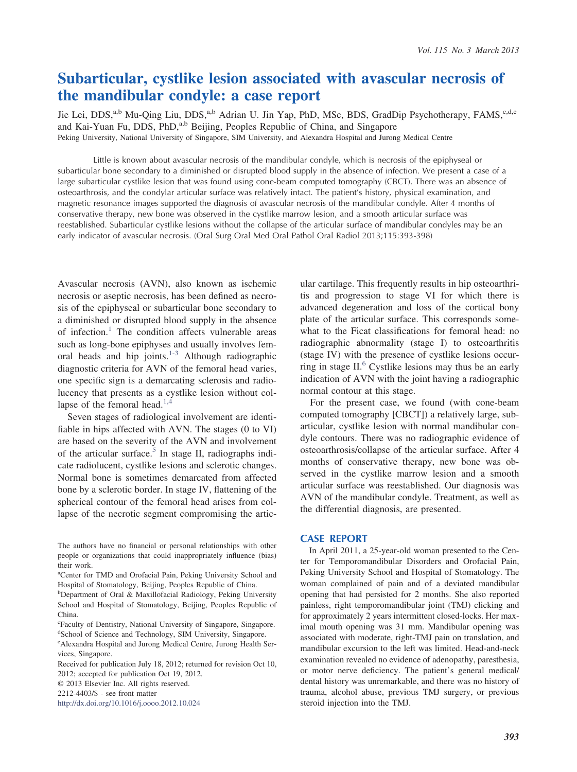# Subarticular, cystlike lesion associated with avascular necrosis of the mandibular condyle: a case report

Jie Lei, DDS,[a,b] Mu-Qing Liu, DDS,[a,b] Adrian U. Jin Yap, PhD, MSc, BDS, GradDip Psychotherapy, FAMS,[c,d,e] and Kai-Yuan Fu, DDS, PhD,[a,b] Beijing, Peoples Republic of China, and Singapore

Peking University, National University of Singapore, SIM University, and Alexandra Hospital and Jurong Medical Centre

Little is known about avascular necrosis of the mandibular condyle, which is necrosis of the epiphyseal or subarticular bone secondary to a diminished or disrupted blood supply in the absence of infection. We present a case of a large subarticular cystlike lesion that was found using cone-beam computed tomography (CBCT). There was an absence of osteoarthrosis, and the condylar articular surface was relatively intact. The patient's history, physical examination, and magnetic resonance images supported the diagnosis of avascular necrosis of the mandibular condyle. After 4 months of conservative therapy, new bone was observed in the cystlike marrow lesion, and a smooth articular surface was reestablished. Subarticular cystlike lesions without the collapse of the articular surface of mandibular condyles may be an early indicator of avascular necrosis. (Oral Surg Oral Med Oral Pathol Oral Radiol 2013;115:393-398)

Avascular necrosis (AVN), also known as ischemic necrosis or aseptic necrosis, has been defined as necrosis of the epiphyseal or subarticular bone secondary to a diminished or disrupted blood supply in the absence of infection.[1] The condition affects vulnerable areas such as long-bone epiphyses and usually involves femoral heads and hip joints.[1-3] Although radiographic diagnostic criteria for AVN of the femoral head varies, one specific sign is a demarcating sclerosis and radiolucency that presents as a cystlike lesion without collapse of the femoral head.[1,4]

Seven stages of radiological involvement are identifiable in hips affected with AVN. The stages (0 to VI) are based on the severity of the AVN and involvement of the articular surface.[5] In stage II, radiographs indicate radiolucent, cystlike lesions and sclerotic changes. Normal bone is sometimes demarcated from affected bone by a sclerotic border. In stage IV, flattening of the spherical contour of the femoral head arises from collapse of the necrotic segment compromising the articular cartilage. This frequently results in hip osteoarthritis and progression to stage VI for which there is advanced degeneration and loss of the cortical bony plate of the articular surface. This corresponds somewhat to the Ficat classifications for femoral head: no radiographic abnormality (stage I) to osteoarthritis (stage IV) with the presence of cystlike lesions occurring in stage II.[6] Cystlike lesions may thus be an early indication of AVN with the joint having a radiographic normal contour at this stage.

For the present case, we found (with cone-beam computed tomography [CBCT]) a relatively large, subarticular, cystlike lesion with normal mandibular condyle contours. There was no radiographic evidence of osteoarthrosis/collapse of the articular surface. After 4 months of conservative therapy, new bone was observed in the cystlike marrow lesion and a smooth articular surface was reestablished. Our diagnosis was AVN of the mandibular condyle. Treatment, as well as the differential diagnosis, are presented.

## CASE REPORT

In April 2011, a 25-year-old woman presented to the Center for Temporomandibular Disorders and Orofacial Pain, Peking University School and Hospital of Stomatology. The woman complained of pain and of a deviated mandibular opening that had persisted for 2 months. She also reported painless, right temporomandibular joint (TMJ) clicking and for approximately 2 years intermittent closed-locks. Her maximal mouth opening was 31 mm. Mandibular opening was associated with moderate, right-TMJ pain on translation, and mandibular excursion to the left was limited. Head-and-neck examination revealed no evidence of adenopathy, paresthesia, or motor nerve deficiency. The patient's general medical/dental history was unremarkable, and there was no history of trauma, alcohol abuse, previous TMJ surgery, or previous steroid injection into the TMJ.

The authors have no financial or personal relationships with other people or organizations that could inappropriately influence (bias) their work.

[a]Center for TMD and Orofacial Pain, Peking University School and Hospital of Stomatology, Beijing, Peoples Republic of China.

[b]Department of Oral & Maxillofacial Radiology, Peking University School and Hospital of Stomatology, Beijing, Peoples Republic of China.

[c]Faculty of Dentistry, National University of Singapore, Singapore.

[d]School of Science and Technology, SIM University, Singapore.

[e]Alexandra Hospital and Jurong Medical Centre, Jurong Health Services, Singapore.

Received for publication July 18, 2012; returned for revision Oct 10, 2012; accepted for publication Oct 19, 2012.

© 2013 Elsevier Inc. All rights reserved.

2212-4403/$ - see front matter

http://dx.doi.org/10.1016/j.oooo.2012.10.024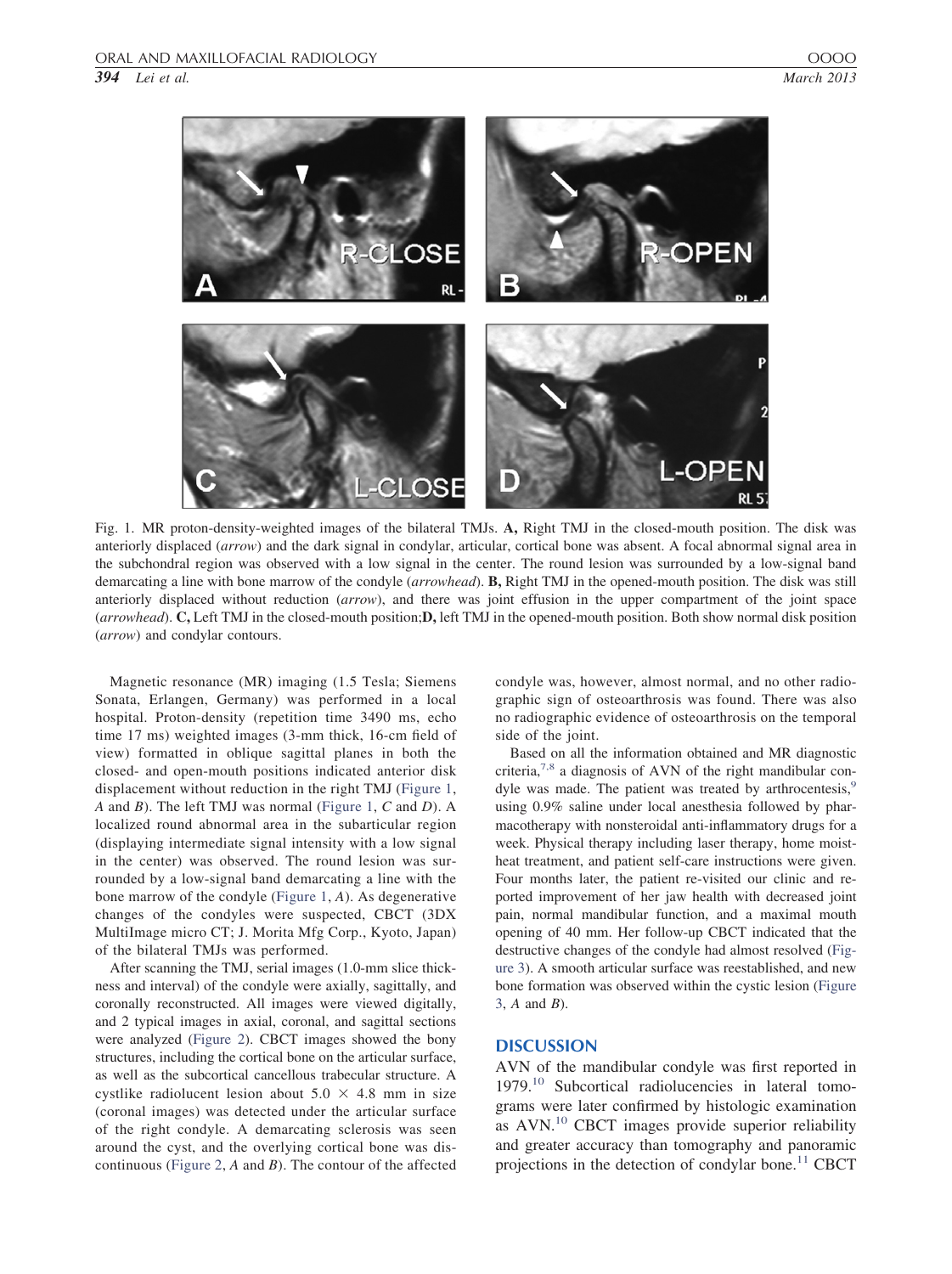Fig. 1. MR proton-density-weighted images of the bilateral TMJs. **A,** Right TMJ in the closed-mouth position. The disk was anteriorly displaced (*arrow*) and the dark signal in condylar, articular, cortical bone was absent. A focal abnormal signal area in the subchondral region was observed with a low signal in the center. The round lesion was surrounded by a low-signal band demarcating a line with bone marrow of the condyle (*arrowhead*). **B,** Right TMJ in the opened-mouth position. The disk was still anteriorly displaced without reduction (*arrow*), and there was joint effusion in the upper compartment of the joint space (*arrowhead*). **C,** Left TMJ in the closed-mouth position;**D,** left TMJ in the opened-mouth position. Both show normal disk position (*arrow*) and condylar contours.

Magnetic resonance (MR) imaging (1.5 Tesla; Siemens Sonata, Erlangen, Germany) was performed in a local hospital. Proton-density (repetition time 3490 ms, echo time 17 ms) weighted images (3-mm thick, 16-cm field of view) formatted in oblique sagittal planes in both the closed- and open-mouth positions indicated anterior disk displacement without reduction in the right TMJ (Figure 1, *A* and *B*). The left TMJ was normal (Figure 1, *C* and *D*). A localized round abnormal area in the subarticular region (displaying intermediate signal intensity with a low signal in the center) was observed. The round lesion was surrounded by a low-signal band demarcating a line with the bone marrow of the condyle (Figure 1, *A*). As degenerative changes of the condyles were suspected, CBCT (3DX MultiImage micro CT; J. Morita Mfg Corp., Kyoto, Japan) of the bilateral TMJs was performed.

After scanning the TMJ, serial images (1.0-mm slice thickness and interval) of the condyle were axially, sagittally, and coronally reconstructed. All images were viewed digitally, and 2 typical images in axial, coronal, and sagittal sections were analyzed (Figure 2). CBCT images showed the bony structures, including the cortical bone on the articular surface, as well as the subcortical cancellous trabecular structure. A cystlike radiolucent lesion about $5.0 \times 4.8$ mm in size (coronal images) was detected under the articular surface of the right condyle. A demarcating sclerosis was seen around the cyst, and the overlying cortical bone was discontinuous (Figure 2, *A* and *B*). The contour of the affected condyle was, however, almost normal, and no other radiographic sign of osteoarthrosis was found. There was also no radiographic evidence of osteoarthrosis on the temporal side of the joint.

Based on all the information obtained and MR diagnostic criteria,[7,8] a diagnosis of AVN of the right mandibular condyle was made. The patient was treated by arthrocentesis,[9] using 0.9% saline under local anesthesia followed by pharmacotherapy with nonsteroidal anti-inflammatory drugs for a week. Physical therapy including laser therapy, home moist-heat treatment, and patient self-care instructions were given. Four months later, the patient re-visited our clinic and reported improvement of her jaw health with decreased joint pain, normal mandibular function, and a maximal mouth opening of 40 mm. Her follow-up CBCT indicated that the destructive changes of the condyle had almost resolved (Figure 3). A smooth articular surface was reestablished, and new bone formation was observed within the cystic lesion (Figure 3, *A* and *B*).

## DISCUSSION

AVN of the mandibular condyle was first reported in 1979.[10] Subcortical radiolucencies in lateral tomograms were later confirmed by histologic examination as AVN.[10] CBCT images provide superior reliability and greater accuracy than tomography and panoramic projections in the detection of condylar bone.[11] CBCT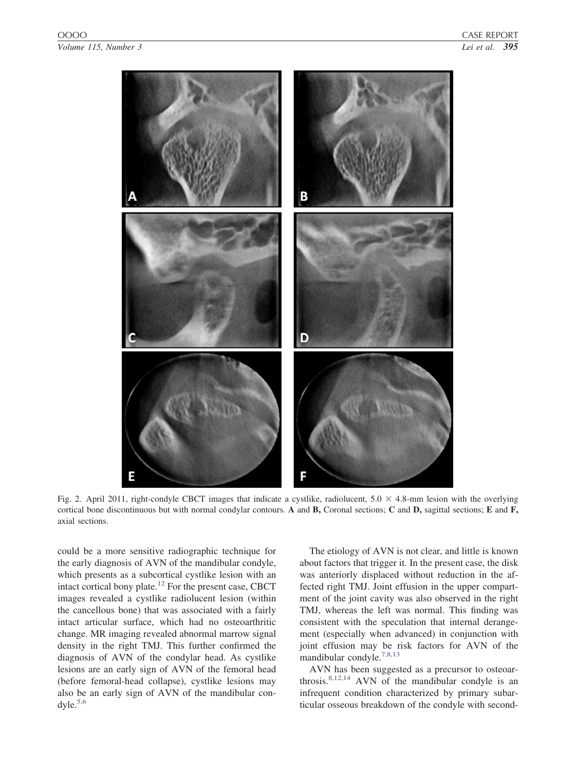Fig. 2. April 2011, right-condyle CBCT images that indicate a cystlike, radiolucent, 5.0 × 4.8-mm lesion with the overlying cortical bone discontinuous but with normal condylar contours. **A** and **B,** Coronal sections; **C** and **D,** sagittal sections; **E** and **F,** axial sections.

could be a more sensitive radiographic technique for the early diagnosis of AVN of the mandibular condyle, which presents as a subcortical cystlike lesion with an intact cortical bony plate.[12] For the present case, CBCT images revealed a cystlike radiolucent lesion (within the cancellous bone) that was associated with a fairly intact articular surface, which had no osteoarthritic change. MR imaging revealed abnormal marrow signal density in the right TMJ. This further confirmed the diagnosis of AVN of the condylar head. As cystlike lesions are an early sign of AVN of the femoral head (before femoral-head collapse), cystlike lesions may also be an early sign of AVN of the mandibular condyle.[5,6]

The etiology of AVN is not clear, and little is known about factors that trigger it. In the present case, the disk was anteriorly displaced without reduction in the affected right TMJ. Joint effusion in the upper compartment of the joint cavity was also observed in the right TMJ, whereas the left was normal. This finding was consistent with the speculation that internal derangement (especially when advanced) in conjunction with joint effusion may be risk factors for AVN of the mandibular condyle.[7,8,13]

AVN has been suggested as a precursor to osteoarthrosis.[8,12,14] AVN of the mandibular condyle is an infrequent condition characterized by primary subarticular osseous breakdown of the condyle with second-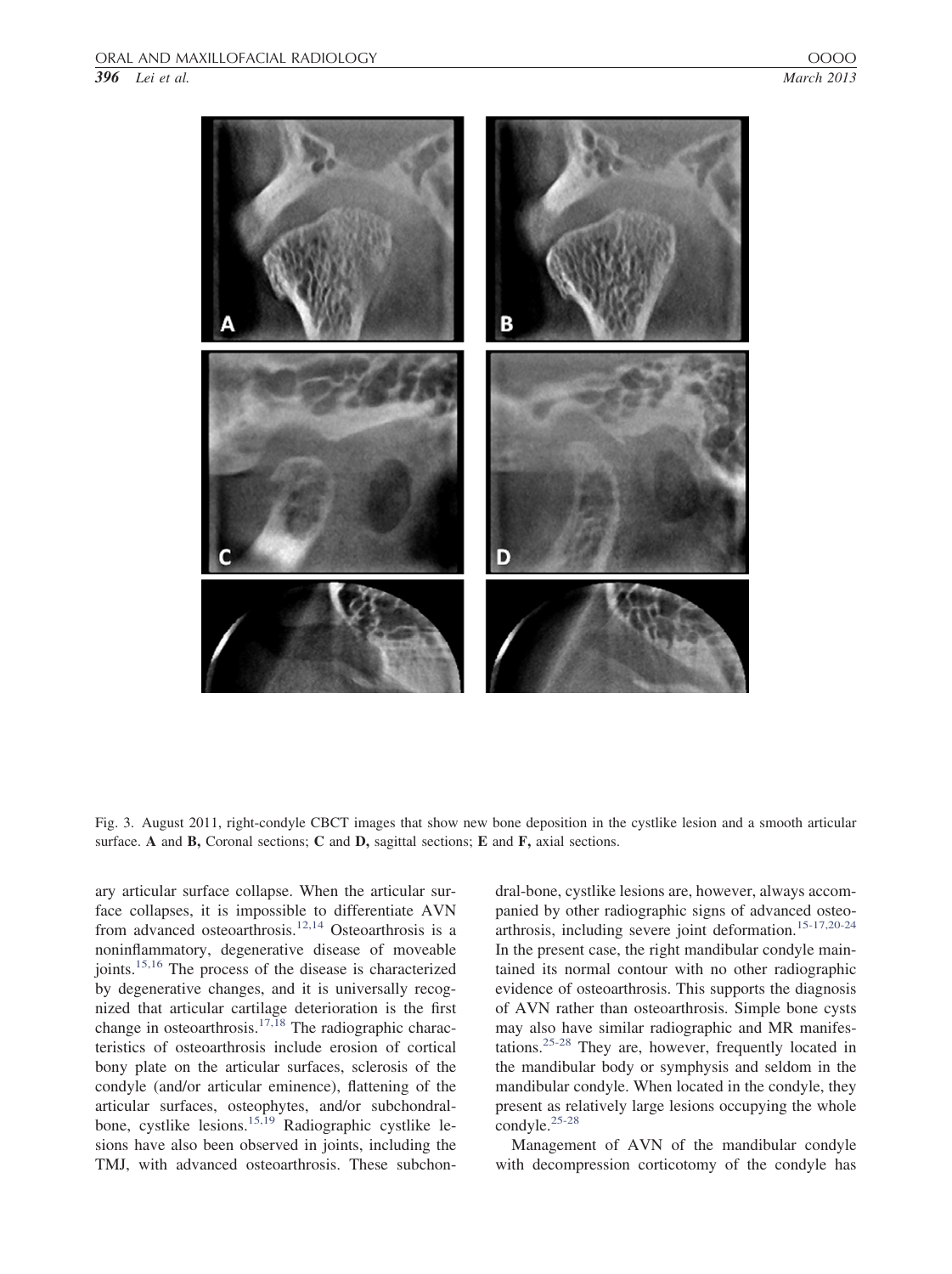Fig. 3. August 2011, right-condyle CBCT images that show new bone deposition in the cystlike lesion and a smooth articular surface. **A** and **B,** Coronal sections; **C** and **D,** sagittal sections; **E** and **F,** axial sections.

ary articular surface collapse. When the articular surface collapses, it is impossible to differentiate AVN from advanced osteoarthrosis.[12,14] Osteoarthrosis is a noninflammatory, degenerative disease of moveable joints.[15,16] The process of the disease is characterized by degenerative changes, and it is universally recognized that articular cartilage deterioration is the first change in osteoarthrosis.[17,18] The radiographic characteristics of osteoarthrosis include erosion of cortical bony plate on the articular surfaces, sclerosis of the condyle (and/or articular eminence), flattening of the articular surfaces, osteophytes, and/or subchondral-bone, cystlike lesions.[15,19] Radiographic cystlike lesions have also been observed in joints, including the TMJ, with advanced osteoarthrosis. These subchondral-bone, cystlike lesions are, however, always accompanied by other radiographic signs of advanced osteoarthrosis, including severe joint deformation.[15-17,20-24] In the present case, the right mandibular condyle maintained its normal contour with no other radiographic evidence of osteoarthrosis. This supports the diagnosis of AVN rather than osteoarthrosis. Simple bone cysts may also have similar radiographic and MR manifestations.[25-28] They are, however, frequently located in the mandibular body or symphysis and seldom in the mandibular condyle. When located in the condyle, they present as relatively large lesions occupying the whole condyle.[25-28]

Management of AVN of the mandibular condyle with decompression corticotomy of the condyle has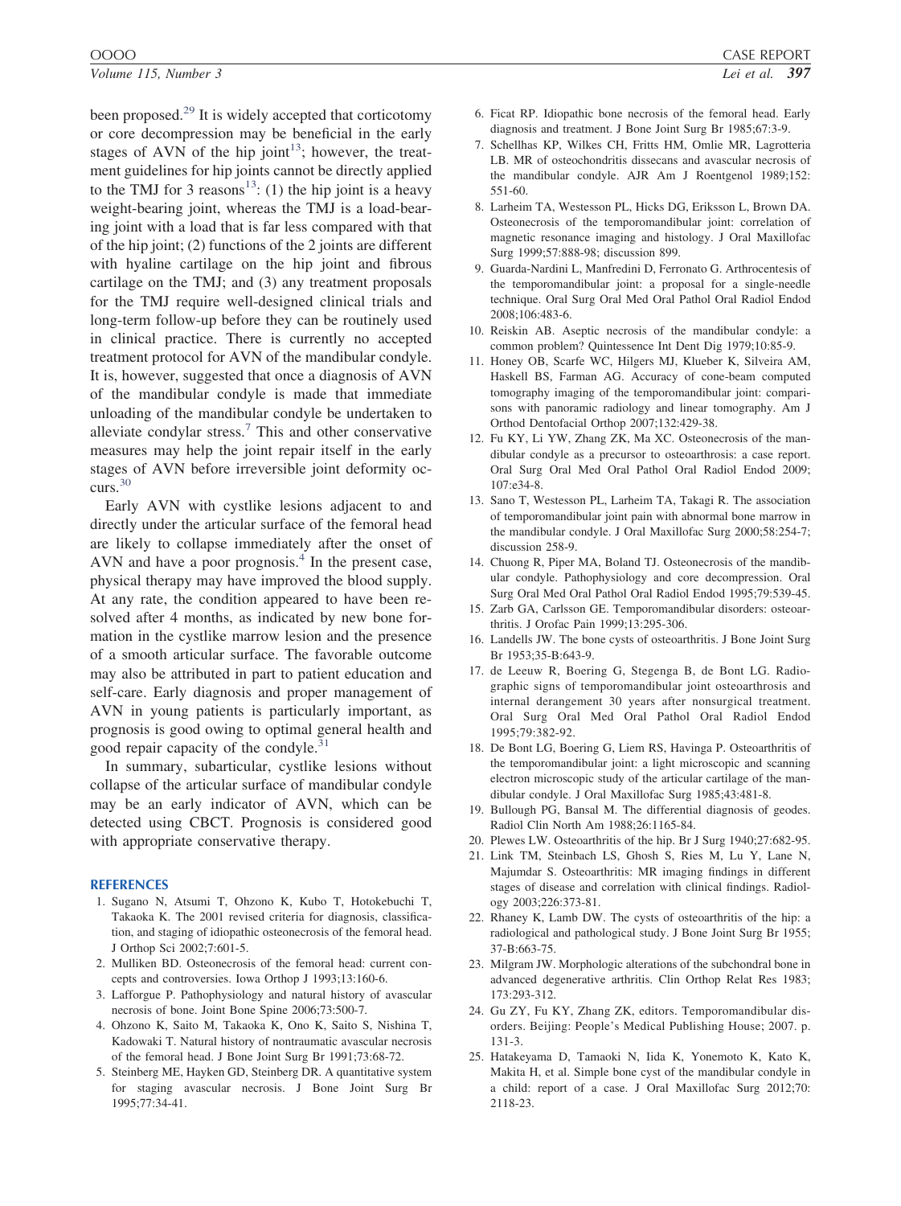been proposed.[29] It is widely accepted that corticotomy or core decompression may be beneficial in the early stages of AVN of the hip joint[13]; however, the treatment guidelines for hip joints cannot be directly applied to the TMJ for 3 reasons[13]: (1) the hip joint is a heavy weight-bearing joint, whereas the TMJ is a load-bearing joint with a load that is far less compared with that of the hip joint; (2) functions of the 2 joints are different with hyaline cartilage on the hip joint and fibrous cartilage on the TMJ; and (3) any treatment proposals for the TMJ require well-designed clinical trials and long-term follow-up before they can be routinely used in clinical practice. There is currently no accepted treatment protocol for AVN of the mandibular condyle. It is, however, suggested that once a diagnosis of AVN of the mandibular condyle is made that immediate unloading of the mandibular condyle be undertaken to alleviate condylar stress.[7] This and other conservative measures may help the joint repair itself in the early stages of AVN before irreversible joint deformity occurs.[30]

Early AVN with cystlike lesions adjacent to and directly under the articular surface of the femoral head are likely to collapse immediately after the onset of AVN and have a poor prognosis.[4] In the present case, physical therapy may have improved the blood supply. At any rate, the condition appeared to have been resolved after 4 months, as indicated by new bone formation in the cystlike marrow lesion and the presence of a smooth articular surface. The favorable outcome may also be attributed in part to patient education and self-care. Early diagnosis and proper management of AVN in young patients is particularly important, as prognosis is good owing to optimal general health and good repair capacity of the condyle.[31]

In summary, subarticular, cystlike lesions without collapse of the articular surface of mandibular condyle may be an early indicator of AVN, which can be detected using CBCT. Prognosis is considered good with appropriate conservative therapy.

## REFERENCES

1. Sugano N, Atsumi T, Ohzono K, Kubo T, Hotokebuchi T, Takaoka K. The 2001 revised criteria for diagnosis, classification, and staging of idiopathic osteonecrosis of the femoral head. J Orthop Sci 2002;7:601-5.
2. Mulliken BD. Osteonecrosis of the femoral head: current concepts and controversies. Iowa Orthop J 1993;13:160-6.
3. Lafforgue P. Pathophysiology and natural history of avascular necrosis of bone. Joint Bone Spine 2006;73:500-7.
4. Ohzono K, Saito M, Takaoka K, Ono K, Saito S, Nishina T, Kadowaki T. Natural history of nontraumatic avascular necrosis of the femoral head. J Bone Joint Surg Br 1991;73:68-72.
5. Steinberg ME, Hayken GD, Steinberg DR. A quantitative system for staging avascular necrosis. J Bone Joint Surg Br 1995;77:34-41.
6. Ficat RP. Idiopathic bone necrosis of the femoral head. Early diagnosis and treatment. J Bone Joint Surg Br 1985;67:3-9.
7. Schellhas KP, Wilkes CH, Fritts HM, Omlie MR, Lagrotteria LB. MR of osteochondritis dissecans and avascular necrosis of the mandibular condyle. AJR Am J Roentgenol 1989;152: 551-60.
8. Larheim TA, Westesson PL, Hicks DG, Eriksson L, Brown DA. Osteonecrosis of the temporomandibular joint: correlation of magnetic resonance imaging and histology. J Oral Maxillofac Surg 1999;57:888-98; discussion 899.
9. Guarda-Nardini L, Manfredini D, Ferronato G. Arthrocentesis of the temporomandibular joint: a proposal for a single-needle technique. Oral Surg Oral Med Oral Pathol Oral Radiol Endod 2008;106:483-6.
10. Reiskin AB. Aseptic necrosis of the mandibular condyle: a common problem? Quintessence Int Dent Dig 1979;10:85-9.
11. Honey OB, Scarfe WC, Hilgers MJ, Klueber K, Silveira AM, Haskell BS, Farman AG. Accuracy of cone-beam computed tomography imaging of the temporomandibular joint: comparisons with panoramic radiology and linear tomography. Am J Orthod Dentofacial Orthop 2007;132:429-38.
12. Fu KY, Li YW, Zhang ZK, Ma XC. Osteonecrosis of the mandibular condyle as a precursor to osteoarthrosis: a case report. Oral Surg Oral Med Oral Pathol Oral Radiol Endod 2009; 107:e34-8.
13. Sano T, Westesson PL, Larheim TA, Takagi R. The association of temporomandibular joint pain with abnormal bone marrow in the mandibular condyle. J Oral Maxillofac Surg 2000;58:254-7; discussion 258-9.
14. Chuong R, Piper MA, Boland TJ. Osteonecrosis of the mandibular condyle. Pathophysiology and core decompression. Oral Surg Oral Med Oral Pathol Oral Radiol Endod 1995;79:539-45.
15. Zarb GA, Carlsson GE. Temporomandibular disorders: osteoarthritis. J Orofac Pain 1999;13:295-306.
16. Landells JW. The bone cysts of osteoarthritis. J Bone Joint Surg Br 1953;35-B:643-9.
17. de Leeuw R, Boering G, Stegenga B, de Bont LG. Radiographic signs of temporomandibular joint osteoarthrosis and internal derangement 30 years after nonsurgical treatment. Oral Surg Oral Med Oral Pathol Oral Radiol Endod 1995;79:382-92.
18. De Bont LG, Boering G, Liem RS, Havinga P. Osteoarthritis of the temporomandibular joint: a light microscopic and scanning electron microscopic study of the articular cartilage of the mandibular condyle. J Oral Maxillofac Surg 1985;43:481-8.
19. Bullough PG, Bansal M. The differential diagnosis of geodes. Radiol Clin North Am 1988;26:1165-84.
20. Plewes LW. Osteoarthritis of the hip. Br J Surg 1940;27:682-95.
21. Link TM, Steinbach LS, Ghosh S, Ries M, Lu Y, Lane N, Majumdar S. Osteoarthritis: MR imaging findings in different stages of disease and correlation with clinical findings. Radiology 2003;226:373-81.
22. Rhaney K, Lamb DW. The cysts of osteoarthritis of the hip: a radiological and pathological study. J Bone Joint Surg Br 1955; 37-B:663-75.
23. Milgram JW. Morphologic alterations of the subchondral bone in advanced degenerative arthritis. Clin Orthop Relat Res 1983; 173:293-312.
24. Gu ZY, Fu KY, Zhang ZK, editors. Temporomandibular disorders. Beijing: People's Medical Publishing House; 2007. p. 131-3.
25. Hatakeyama D, Tamaoki N, Iida K, Yonemoto K, Kato K, Makita H, et al. Simple bone cyst of the mandibular condyle in a child: report of a case. J Oral Maxillofac Surg 2012;70: 2118-23.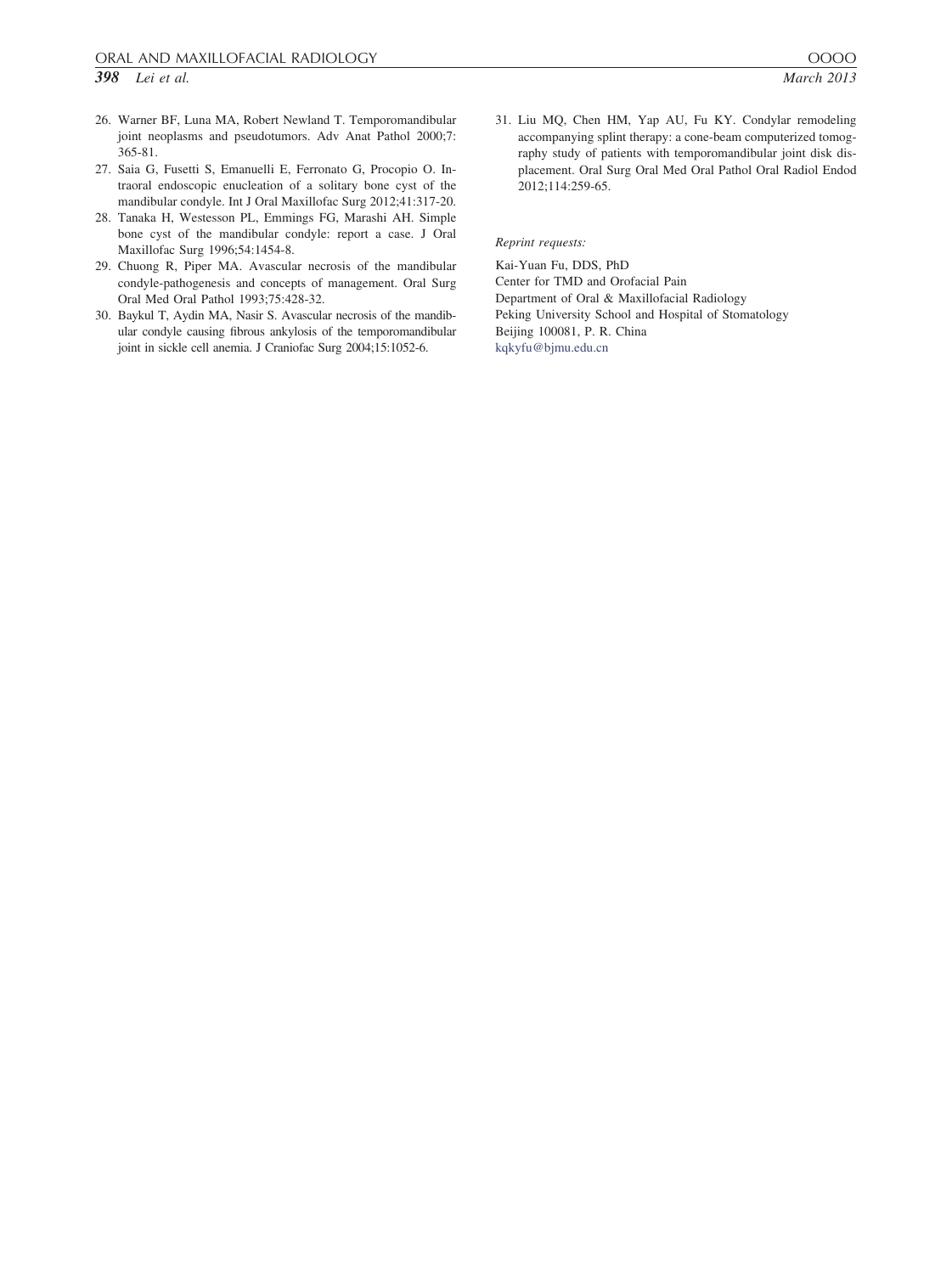26. Warner BF, Luna MA, Robert Newland T. Temporomandibular joint neoplasms and pseudotumors. Adv Anat Pathol 2000;7:365-81.
27. Saia G, Fusetti S, Emanuelli E, Ferronato G, Procopio O. Intraoral endoscopic enucleation of a solitary bone cyst of the mandibular condyle. Int J Oral Maxillofac Surg 2012;41:317-20.
28. Tanaka H, Westesson PL, Emmings FG, Marashi AH. Simple bone cyst of the mandibular condyle: report a case. J Oral Maxillofac Surg 1996;54:1454-8.
29. Chuong R, Piper MA. Avascular necrosis of the mandibular condyle-pathogenesis and concepts of management. Oral Surg Oral Med Oral Pathol 1993;75:428-32.
30. Baykul T, Aydin MA, Nasir S. Avascular necrosis of the mandibular condyle causing fibrous ankylosis of the temporomandibular joint in sickle cell anemia. J Craniofac Surg 2004;15:1052-6.
31. Liu MQ, Chen HM, Yap AU, Fu KY. Condylar remodeling accompanying splint therapy: a cone-beam computerized tomography study of patients with temporomandibular joint disk displacement. Oral Surg Oral Med Oral Pathol Oral Radiol Endod 2012;114:259-65.

*Reprint requests:*

Kai-Yuan Fu, DDS, PhD
Center for TMD and Orofacial Pain
Department of Oral & Maxillofacial Radiology
Peking University School and Hospital of Stomatology
Beijing 100081, P. R. China
kqkyfu@bjmu.edu.cn